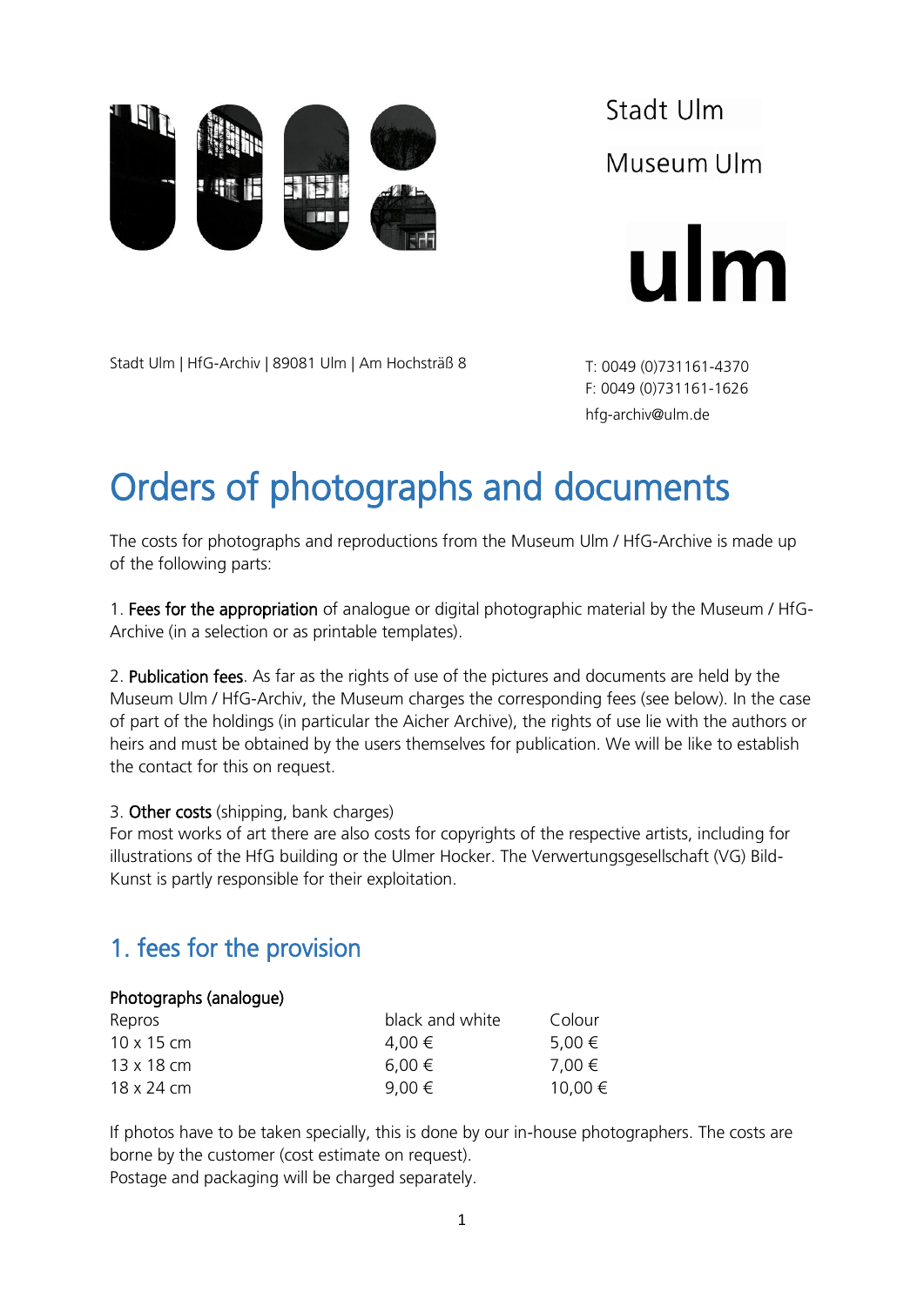Stadt Ulm

Museum Ulm

ulm

Stadt Ulm | HfG-Archiv | 89081 Ulm | Am Hochsträß 8

T: 0049 (0)731161-4370
F: 0049 (0)731161-1626
hfg-archiv@ulm.de

# Orders of photographs and documents

The costs for photographs and reproductions from the Museum Ulm / HfG-Archive is made up of the following parts:

1. Fees for the appropriation of analogue or digital photographic material by the Museum / HfG-Archive (in a selection or as printable templates).

2. Publication fees. As far as the rights of use of the pictures and documents are held by the Museum Ulm / HfG-Archiv, the Museum charges the corresponding fees (see below). In the case of part of the holdings (in particular the Aicher Archive), the rights of use lie with the authors or heirs and must be obtained by the users themselves for publication. We will be like to establish the contact for this on request.

3. Other costs (shipping, bank charges)
For most works of art there are also costs for copyrights of the respective artists, including for illustrations of the HfG building or the Ulmer Hocker. The Verwertungsgesellschaft (VG) Bild-Kunst is partly responsible for their exploitation.

## 1. fees for the provision

**Photographs (analogue)**

| Repros | black and white | Colour |
| --- | --- | --- |
| 10 x 15 cm | 4,00 € | 5,00 € |
| 13 x 18 cm | 6,00 € | 7,00 € |
| 18 x 24 cm | 9,00 € | 10,00 € |

If photos have to be taken specially, this is done by our in-house photographers. The costs are borne by the customer (cost estimate on request).
Postage and packaging will be charged separately.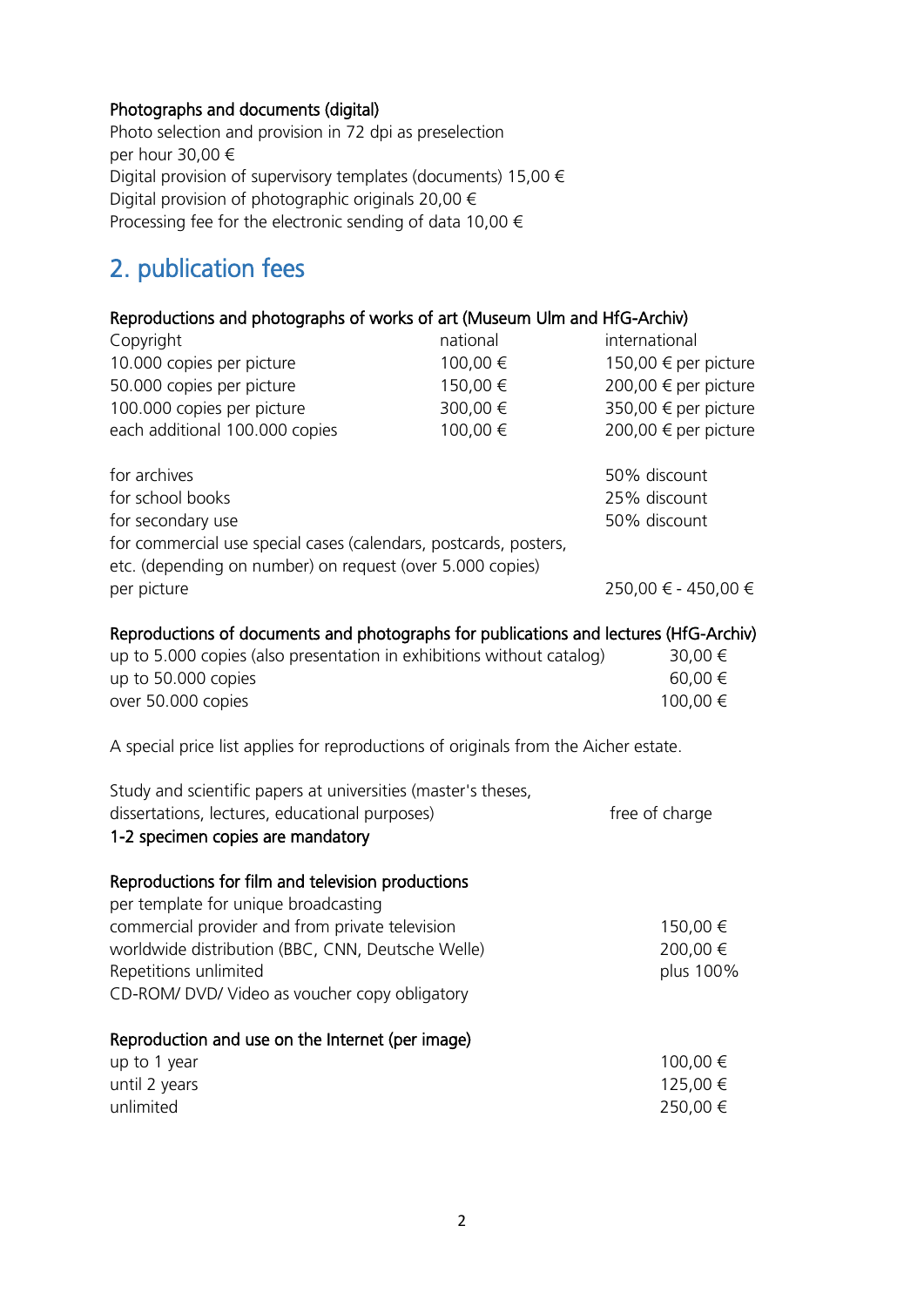**Photographs and documents (digital)**

Photo selection and provision in 72 dpi as preselection
per hour 30,00 €
Digital provision of supervisory templates (documents) 15,00 €
Digital provision of photographic originals 20,00 €
Processing fee for the electronic sending of data 10,00 €

## 2. publication fees

**Reproductions and photographs of works of art (Museum Ulm and HfG-Archiv)**

| Copyright | national | international |
|---|---|---|
| 10.000 copies per picture | 100,00 € | 150,00 € per picture |
| 50.000 copies per picture | 150,00 € | 200,00 € per picture |
| 100.000 copies per picture | 300,00 € | 350,00 € per picture |
| each additional 100.000 copies | 100,00 € | 200,00 € per picture |

| | |
|---|---|
| for archives | 50% discount |
| for school books | 25% discount |
| for secondary use | 50% discount |
| for commercial use special cases (calendars, postcards, posters, etc. (depending on number) on request (over 5.000 copies) per picture | 250,00 € - 450,00 € |

**Reproductions of documents and photographs for publications and lectures (HfG-Archiv)**

| | |
|---|---|
| up to 5.000 copies (also presentation in exhibitions without catalog) | 30,00 € |
| up to 50.000 copies | 60,00 € |
| over 50.000 copies | 100,00 € |

A special price list applies for reproductions of originals from the Aicher estate.

Study and scientific papers at universities (master's theses, dissertations, lectures, educational purposes) — free of charge
**1-2 specimen copies are mandatory**

**Reproductions for film and television productions**

| | |
|---|---|
| per template for unique broadcasting | |
| commercial provider and from private television | 150,00 € |
| worldwide distribution (BBC, CNN, Deutsche Welle) | 200,00 € |
| Repetitions unlimited | plus 100% |
| CD-ROM/ DVD/ Video as voucher copy obligatory | |

**Reproduction and use on the Internet (per image)**

| | |
|---|---|
| up to 1 year | 100,00 € |
| until 2 years | 125,00 € |
| unlimited | 250,00 € |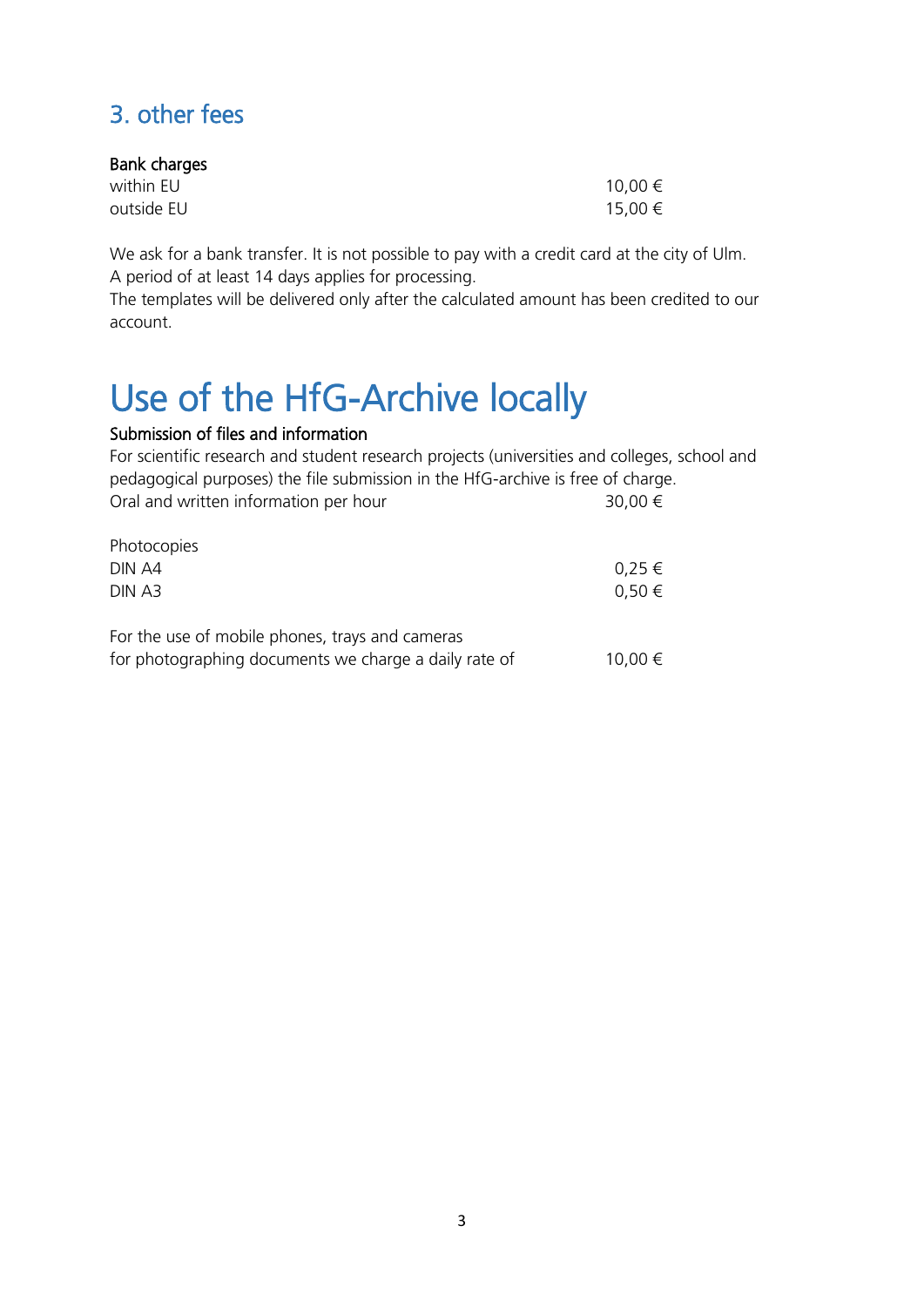## 3. other fees

**Bank charges**

| | |
|---|---|
| within EU | 10,00 € |
| outside EU | 15,00 € |

We ask for a bank transfer. It is not possible to pay with a credit card at the city of Ulm.
A period of at least 14 days applies for processing.
The templates will be delivered only after the calculated amount has been credited to our account.

# Use of the HfG-Archive locally

**Submission of files and information**

For scientific research and student research projects (universities and colleges, school and pedagogical purposes) the file submission in the HfG-archive is free of charge.

| | |
|---|---|
| Oral and written information per hour | 30,00 € |

| | |
|---|---|
| Photocopies | |
| DIN A4 | 0,25 € |
| DIN A3 | 0,50 € |

| | |
|---|---|
| For the use of mobile phones, trays and cameras for photographing documents we charge a daily rate of | 10,00 € |